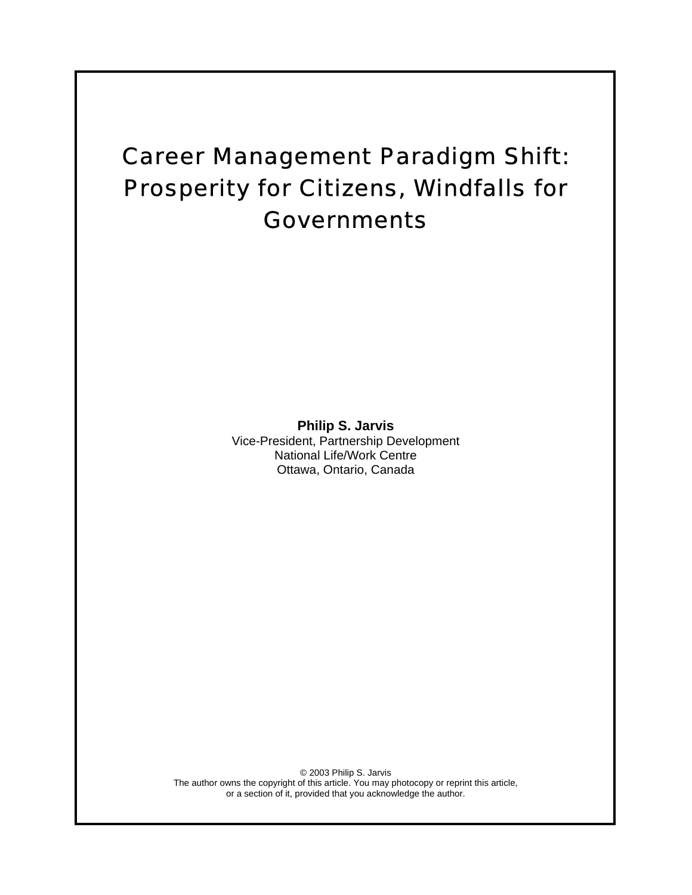# Career Management Paradigm Shift: Prosperity for Citizens, Windfalls for Governments

**Philip S. Jarvis**
Vice-President, Partnership Development
National Life/Work Centre
Ottawa, Ontario, Canada

© 2003 Philip S. Jarvis
The author owns the copyright of this article. You may photocopy or reprint this article, or a section of it, provided that you acknowledge the author.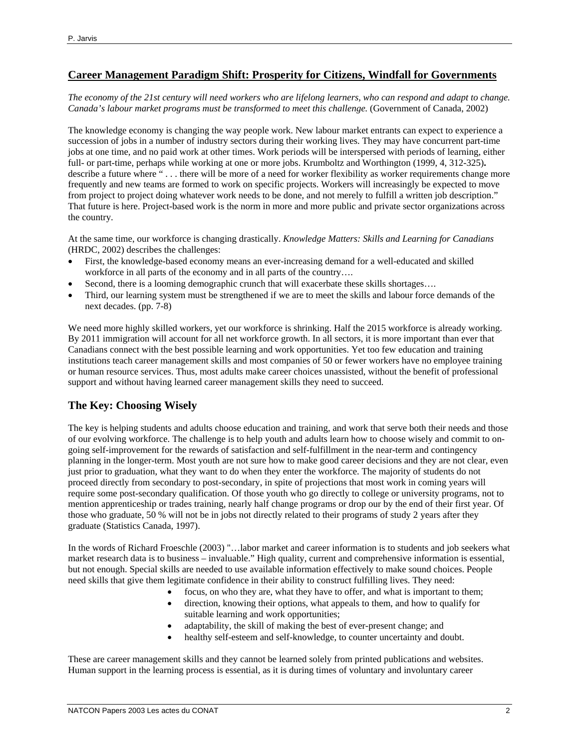## Career Management Paradigm Shift: Prosperity for Citizens, Windfall for Governments

*The economy of the 21st century will need workers who are lifelong learners, who can respond and adapt to change. Canada's labour market programs must be transformed to meet this challenge.* (Government of Canada, 2002)

The knowledge economy is changing the way people work. New labour market entrants can expect to experience a succession of jobs in a number of industry sectors during their working lives. They may have concurrent part-time jobs at one time, and no paid work at other times. Work periods will be interspersed with periods of learning, either full- or part-time, perhaps while working at one or more jobs. Krumboltz and Worthington (1999, 4, 312-325)**.** describe a future where " . . . there will be more of a need for worker flexibility as worker requirements change more frequently and new teams are formed to work on specific projects. Workers will increasingly be expected to move from project to project doing whatever work needs to be done, and not merely to fulfill a written job description." That future is here. Project-based work is the norm in more and more public and private sector organizations across the country.

At the same time, our workforce is changing drastically. *Knowledge Matters: Skills and Learning for Canadians* (HRDC, 2002) describes the challenges:

- First, the knowledge-based economy means an ever-increasing demand for a well-educated and skilled workforce in all parts of the economy and in all parts of the country….
- Second, there is a looming demographic crunch that will exacerbate these skills shortages….
- Third, our learning system must be strengthened if we are to meet the skills and labour force demands of the next decades. (pp. 7-8)

We need more highly skilled workers, yet our workforce is shrinking. Half the 2015 workforce is already working. By 2011 immigration will account for all net workforce growth. In all sectors, it is more important than ever that Canadians connect with the best possible learning and work opportunities. Yet too few education and training institutions teach career management skills and most companies of 50 or fewer workers have no employee training or human resource services. Thus, most adults make career choices unassisted, without the benefit of professional support and without having learned career management skills they need to succeed.

## The Key: Choosing Wisely

The key is helping students and adults choose education and training, and work that serve both their needs and those of our evolving workforce. The challenge is to help youth and adults learn how to choose wisely and commit to on-going self-improvement for the rewards of satisfaction and self-fulfillment in the near-term and contingency planning in the longer-term. Most youth are not sure how to make good career decisions and they are not clear, even just prior to graduation, what they want to do when they enter the workforce. The majority of students do not proceed directly from secondary to post-secondary, in spite of projections that most work in coming years will require some post-secondary qualification. Of those youth who go directly to college or university programs, not to mention apprenticeship or trades training, nearly half change programs or drop our by the end of their first year. Of those who graduate, 50 % will not be in jobs not directly related to their programs of study 2 years after they graduate (Statistics Canada, 1997).

In the words of Richard Froeschle (2003) "…labor market and career information is to students and job seekers what market research data is to business – invaluable." High quality, current and comprehensive information is essential, but not enough. Special skills are needed to use available information effectively to make sound choices. People need skills that give them legitimate confidence in their ability to construct fulfilling lives. They need:

- focus, on who they are, what they have to offer, and what is important to them;
- direction, knowing their options, what appeals to them, and how to qualify for suitable learning and work opportunities;
- adaptability, the skill of making the best of ever-present change; and
- healthy self-esteem and self-knowledge, to counter uncertainty and doubt.

These are career management skills and they cannot be learned solely from printed publications and websites. Human support in the learning process is essential, as it is during times of voluntary and involuntary career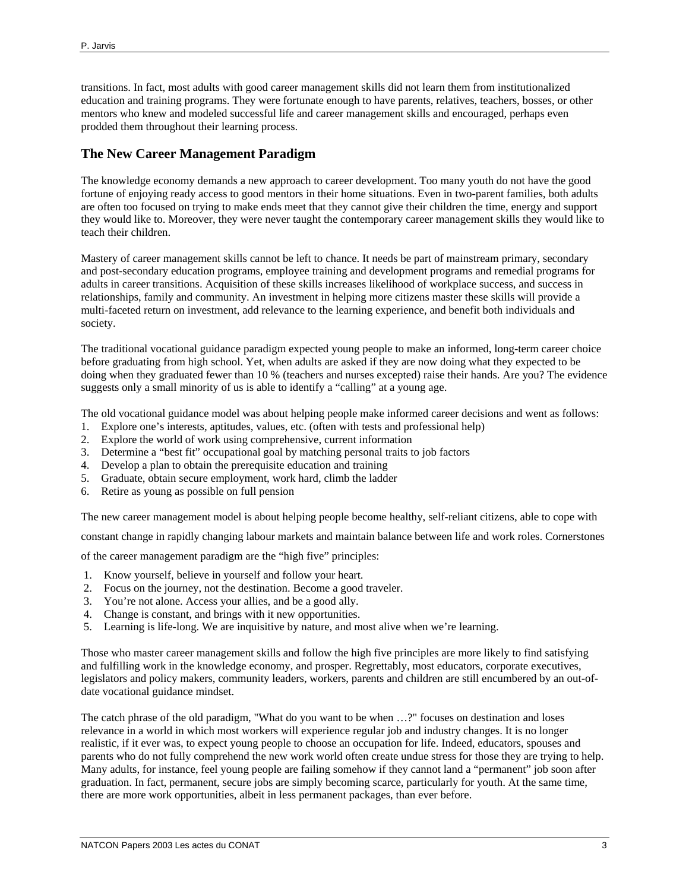transitions. In fact, most adults with good career management skills did not learn them from institutionalized education and training programs. They were fortunate enough to have parents, relatives, teachers, bosses, or other mentors who knew and modeled successful life and career management skills and encouraged, perhaps even prodded them throughout their learning process.

## The New Career Management Paradigm

The knowledge economy demands a new approach to career development. Too many youth do not have the good fortune of enjoying ready access to good mentors in their home situations. Even in two-parent families, both adults are often too focused on trying to make ends meet that they cannot give their children the time, energy and support they would like to. Moreover, they were never taught the contemporary career management skills they would like to teach their children.

Mastery of career management skills cannot be left to chance. It needs be part of mainstream primary, secondary and post-secondary education programs, employee training and development programs and remedial programs for adults in career transitions. Acquisition of these skills increases likelihood of workplace success, and success in relationships, family and community. An investment in helping more citizens master these skills will provide a multi-faceted return on investment, add relevance to the learning experience, and benefit both individuals and society.

The traditional vocational guidance paradigm expected young people to make an informed, long-term career choice before graduating from high school. Yet, when adults are asked if they are now doing what they expected to be doing when they graduated fewer than 10 % (teachers and nurses excepted) raise their hands. Are you? The evidence suggests only a small minority of us is able to identify a "calling" at a young age.

The old vocational guidance model was about helping people make informed career decisions and went as follows:

1. Explore one's interests, aptitudes, values, etc. (often with tests and professional help)
2. Explore the world of work using comprehensive, current information
3. Determine a "best fit" occupational goal by matching personal traits to job factors
4. Develop a plan to obtain the prerequisite education and training
5. Graduate, obtain secure employment, work hard, climb the ladder
6. Retire as young as possible on full pension

The new career management model is about helping people become healthy, self-reliant citizens, able to cope with constant change in rapidly changing labour markets and maintain balance between life and work roles. Cornerstones of the career management paradigm are the "high five" principles:

1. Know yourself, believe in yourself and follow your heart.
2. Focus on the journey, not the destination. Become a good traveler.
3. You're not alone. Access your allies, and be a good ally.
4. Change is constant, and brings with it new opportunities.
5. Learning is life-long. We are inquisitive by nature, and most alive when we're learning.

Those who master career management skills and follow the high five principles are more likely to find satisfying and fulfilling work in the knowledge economy, and prosper. Regrettably, most educators, corporate executives, legislators and policy makers, community leaders, workers, parents and children are still encumbered by an out-of-date vocational guidance mindset.

The catch phrase of the old paradigm, "What do you want to be when …?" focuses on destination and loses relevance in a world in which most workers will experience regular job and industry changes. It is no longer realistic, if it ever was, to expect young people to choose an occupation for life. Indeed, educators, spouses and parents who do not fully comprehend the new work world often create undue stress for those they are trying to help. Many adults, for instance, feel young people are failing somehow if they cannot land a "permanent" job soon after graduation. In fact, permanent, secure jobs are simply becoming scarce, particularly for youth. At the same time, there are more work opportunities, albeit in less permanent packages, than ever before.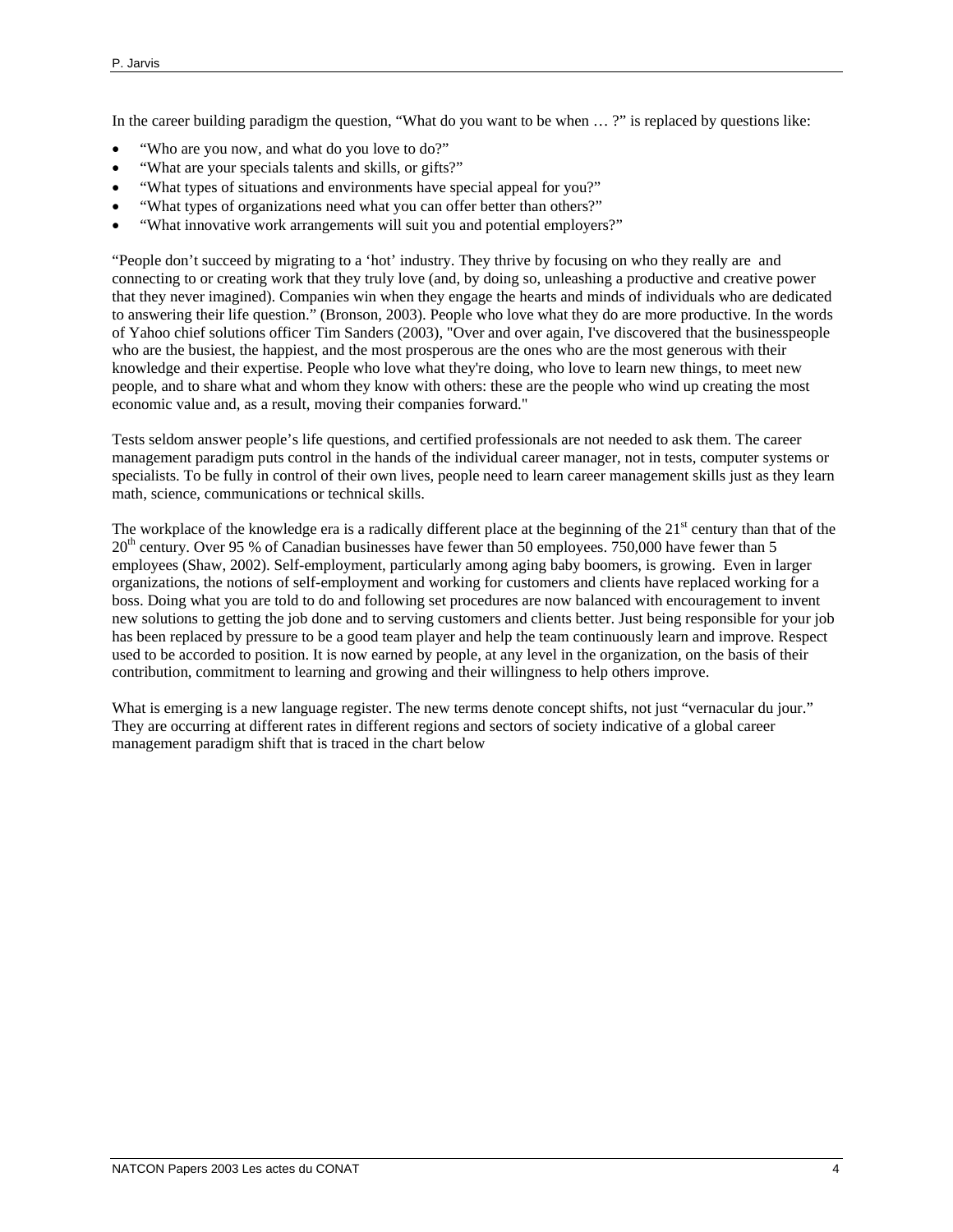In the career building paradigm the question, “What do you want to be when … ?” is replaced by questions like:

- “Who are you now, and what do you love to do?”
- “What are your specials talents and skills, or gifts?”
- “What types of situations and environments have special appeal for you?”
- “What types of organizations need what you can offer better than others?”
- “What innovative work arrangements will suit you and potential employers?”

“People don’t succeed by migrating to a ‘hot’ industry. They thrive by focusing on who they really are and connecting to or creating work that they truly love (and, by doing so, unleashing a productive and creative power that they never imagined). Companies win when they engage the hearts and minds of individuals who are dedicated to answering their life question.” (Bronson, 2003). People who love what they do are more productive. In the words of Yahoo chief solutions officer Tim Sanders (2003), "Over and over again, I've discovered that the businesspeople who are the busiest, the happiest, and the most prosperous are the ones who are the most generous with their knowledge and their expertise. People who love what they're doing, who love to learn new things, to meet new people, and to share what and whom they know with others: these are the people who wind up creating the most economic value and, as a result, moving their companies forward."

Tests seldom answer people’s life questions, and certified professionals are not needed to ask them. The career management paradigm puts control in the hands of the individual career manager, not in tests, computer systems or specialists. To be fully in control of their own lives, people need to learn career management skills just as they learn math, science, communications or technical skills.

The workplace of the knowledge era is a radically different place at the beginning of the 21st century than that of the 20th century. Over 95 % of Canadian businesses have fewer than 50 employees. 750,000 have fewer than 5 employees (Shaw, 2002). Self-employment, particularly among aging baby boomers, is growing. Even in larger organizations, the notions of self-employment and working for customers and clients have replaced working for a boss. Doing what you are told to do and following set procedures are now balanced with encouragement to invent new solutions to getting the job done and to serving customers and clients better. Just being responsible for your job has been replaced by pressure to be a good team player and help the team continuously learn and improve. Respect used to be accorded to position. It is now earned by people, at any level in the organization, on the basis of their contribution, commitment to learning and growing and their willingness to help others improve.

What is emerging is a new language register. The new terms denote concept shifts, not just “vernacular du jour.” They are occurring at different rates in different regions and sectors of society indicative of a global career management paradigm shift that is traced in the chart below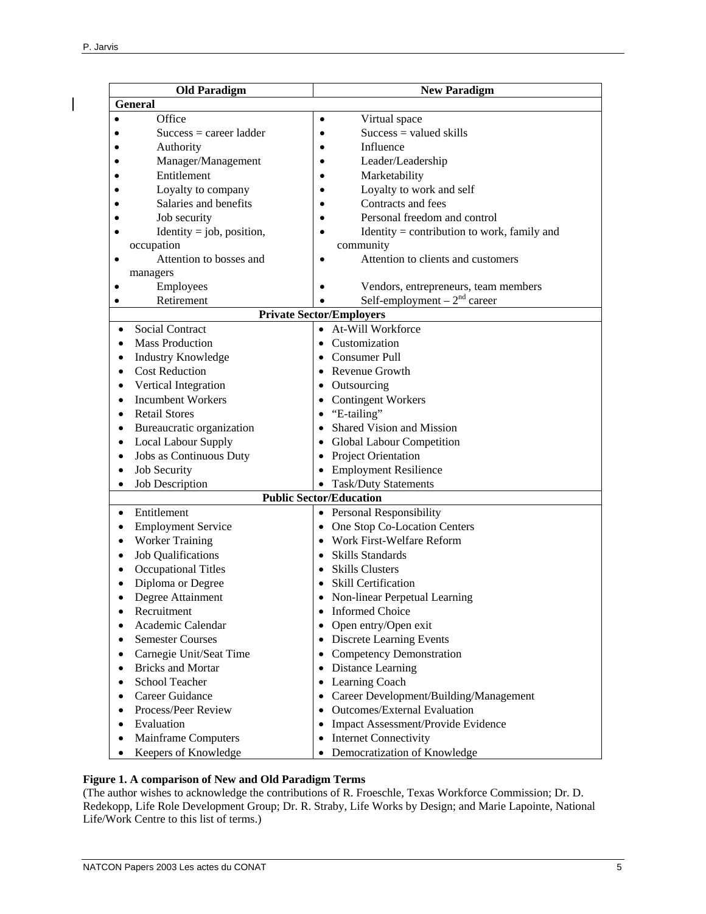| Old Paradigm | New Paradigm |
|---|---|
| **General** | |
| • Office | • Virtual space |
| • Success = career ladder | • Success = valued skills |
| • Authority | • Influence |
| • Manager/Management | • Leader/Leadership |
| • Entitlement | • Marketability |
| • Loyalty to company | • Loyalty to work and self |
| • Salaries and benefits | • Contracts and fees |
| • Job security | • Personal freedom and control |
| • Identity = job, position, occupation | • Identity = contribution to work, family and community |
| • Attention to bosses and managers | • Attention to clients and customers |
| • Employees | • Vendors, entrepreneurs, team members |
| • Retirement | • Self-employment – 2nd career |
| **Private Sector/Employers** | |
| • Social Contract | • At-Will Workforce |
| • Mass Production | • Customization |
| • Industry Knowledge | • Consumer Pull |
| • Cost Reduction | • Revenue Growth |
| • Vertical Integration | • Outsourcing |
| • Incumbent Workers | • Contingent Workers |
| • Retail Stores | • "E-tailing" |
| • Bureaucratic organization | • Shared Vision and Mission |
| • Local Labour Supply | • Global Labour Competition |
| • Jobs as Continuous Duty | • Project Orientation |
| • Job Security | • Employment Resilience |
| • Job Description | • Task/Duty Statements |
| **Public Sector/Education** | |
| • Entitlement | • Personal Responsibility |
| • Employment Service | • One Stop Co-Location Centers |
| • Worker Training | • Work First-Welfare Reform |
| • Job Qualifications | • Skills Standards |
| • Occupational Titles | • Skills Clusters |
| • Diploma or Degree | • Skill Certification |
| • Degree Attainment | • Non-linear Perpetual Learning |
| • Recruitment | • Informed Choice |
| • Academic Calendar | • Open entry/Open exit |
| • Semester Courses | • Discrete Learning Events |
| • Carnegie Unit/Seat Time | • Competency Demonstration |
| • Bricks and Mortar | • Distance Learning |
| • School Teacher | • Learning Coach |
| • Career Guidance | • Career Development/Building/Management |
| • Process/Peer Review | • Outcomes/External Evaluation |
| • Evaluation | • Impact Assessment/Provide Evidence |
| • Mainframe Computers | • Internet Connectivity |
| • Keepers of Knowledge | • Democratization of Knowledge |

**Figure 1. A comparison of New and Old Paradigm Terms**
(The author wishes to acknowledge the contributions of R. Froeschle, Texas Workforce Commission; Dr. D. Redekopp, Life Role Development Group; Dr. R. Straby, Life Works by Design; and Marie Lapointe, National Life/Work Centre to this list of terms.)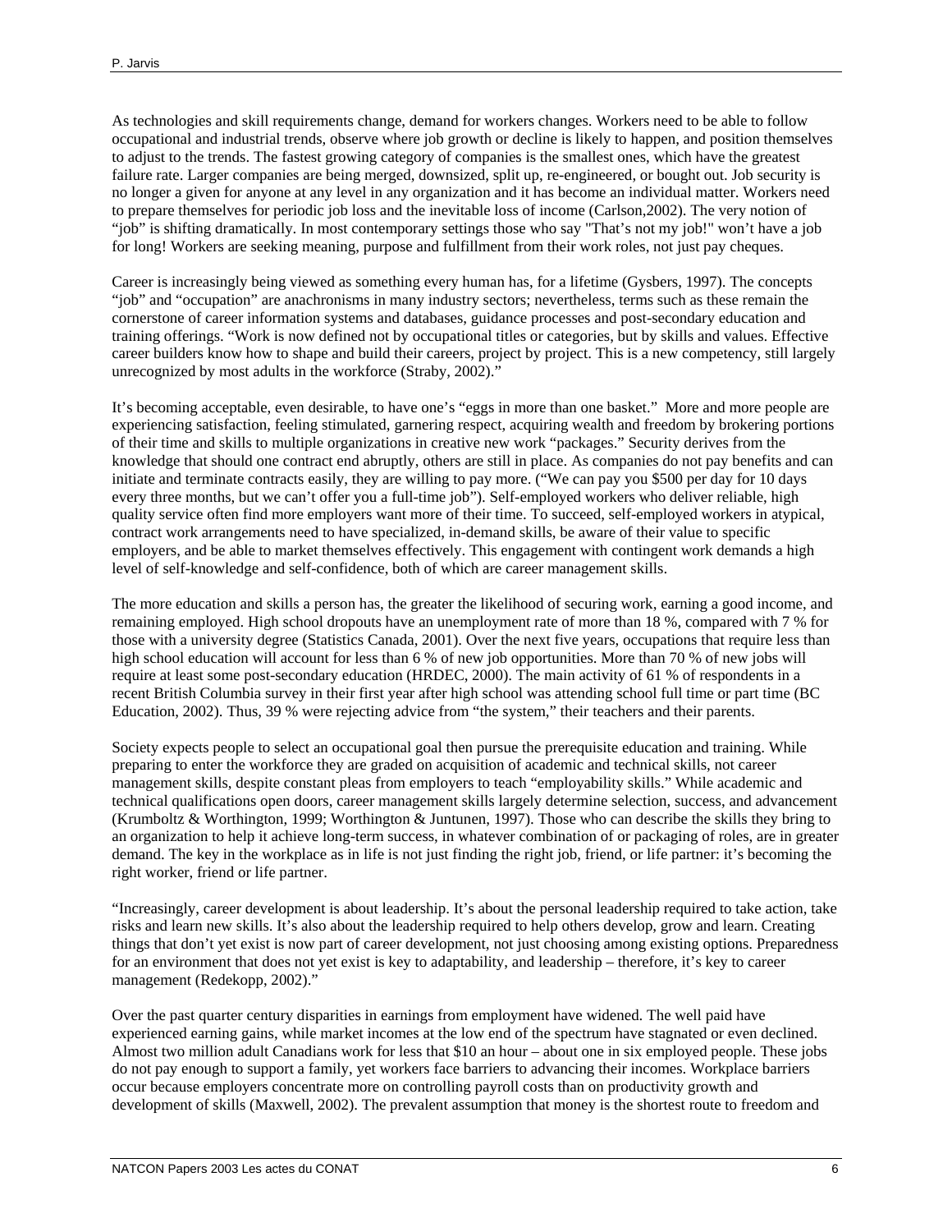As technologies and skill requirements change, demand for workers changes. Workers need to be able to follow occupational and industrial trends, observe where job growth or decline is likely to happen, and position themselves to adjust to the trends. The fastest growing category of companies is the smallest ones, which have the greatest failure rate. Larger companies are being merged, downsized, split up, re-engineered, or bought out. Job security is no longer a given for anyone at any level in any organization and it has become an individual matter. Workers need to prepare themselves for periodic job loss and the inevitable loss of income (Carlson,2002). The very notion of "job" is shifting dramatically. In most contemporary settings those who say "That's not my job!" won't have a job for long! Workers are seeking meaning, purpose and fulfillment from their work roles, not just pay cheques.

Career is increasingly being viewed as something every human has, for a lifetime (Gysbers, 1997). The concepts "job" and "occupation" are anachronisms in many industry sectors; nevertheless, terms such as these remain the cornerstone of career information systems and databases, guidance processes and post-secondary education and training offerings. "Work is now defined not by occupational titles or categories, but by skills and values. Effective career builders know how to shape and build their careers, project by project. This is a new competency, still largely unrecognized by most adults in the workforce (Straby, 2002)."

It's becoming acceptable, even desirable, to have one's "eggs in more than one basket." More and more people are experiencing satisfaction, feeling stimulated, garnering respect, acquiring wealth and freedom by brokering portions of their time and skills to multiple organizations in creative new work "packages." Security derives from the knowledge that should one contract end abruptly, others are still in place. As companies do not pay benefits and can initiate and terminate contracts easily, they are willing to pay more. ("We can pay you $500 per day for 10 days every three months, but we can't offer you a full-time job"). Self-employed workers who deliver reliable, high quality service often find more employers want more of their time. To succeed, self-employed workers in atypical, contract work arrangements need to have specialized, in-demand skills, be aware of their value to specific employers, and be able to market themselves effectively. This engagement with contingent work demands a high level of self-knowledge and self-confidence, both of which are career management skills.

The more education and skills a person has, the greater the likelihood of securing work, earning a good income, and remaining employed. High school dropouts have an unemployment rate of more than 18 %, compared with 7 % for those with a university degree (Statistics Canada, 2001). Over the next five years, occupations that require less than high school education will account for less than 6 % of new job opportunities. More than 70 % of new jobs will require at least some post-secondary education (HRDEC, 2000). The main activity of 61 % of respondents in a recent British Columbia survey in their first year after high school was attending school full time or part time (BC Education, 2002). Thus, 39 % were rejecting advice from "the system," their teachers and their parents.

Society expects people to select an occupational goal then pursue the prerequisite education and training. While preparing to enter the workforce they are graded on acquisition of academic and technical skills, not career management skills, despite constant pleas from employers to teach "employability skills." While academic and technical qualifications open doors, career management skills largely determine selection, success, and advancement (Krumboltz & Worthington, 1999; Worthington & Juntunen, 1997). Those who can describe the skills they bring to an organization to help it achieve long-term success, in whatever combination of or packaging of roles, are in greater demand. The key in the workplace as in life is not just finding the right job, friend, or life partner: it's becoming the right worker, friend or life partner.

"Increasingly, career development is about leadership. It's about the personal leadership required to take action, take risks and learn new skills. It's also about the leadership required to help others develop, grow and learn. Creating things that don't yet exist is now part of career development, not just choosing among existing options. Preparedness for an environment that does not yet exist is key to adaptability, and leadership – therefore, it's key to career management (Redekopp, 2002)."

Over the past quarter century disparities in earnings from employment have widened. The well paid have experienced earning gains, while market incomes at the low end of the spectrum have stagnated or even declined. Almost two million adult Canadians work for less that $10 an hour – about one in six employed people. These jobs do not pay enough to support a family, yet workers face barriers to advancing their incomes. Workplace barriers occur because employers concentrate more on controlling payroll costs than on productivity growth and development of skills (Maxwell, 2002). The prevalent assumption that money is the shortest route to freedom and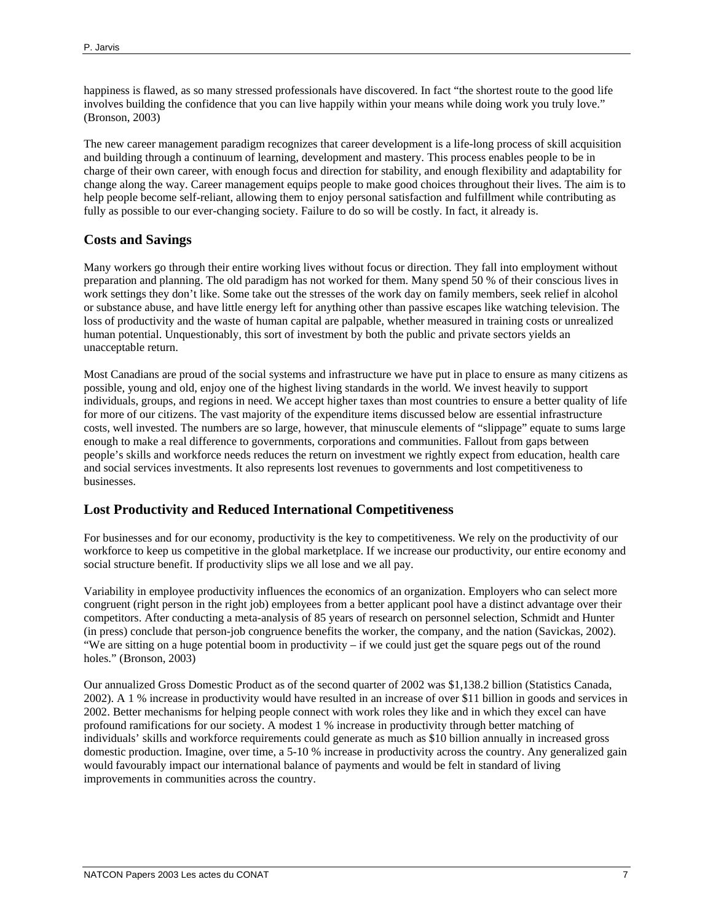happiness is flawed, as so many stressed professionals have discovered. In fact "the shortest route to the good life involves building the confidence that you can live happily within your means while doing work you truly love." (Bronson, 2003)

The new career management paradigm recognizes that career development is a life-long process of skill acquisition and building through a continuum of learning, development and mastery. This process enables people to be in charge of their own career, with enough focus and direction for stability, and enough flexibility and adaptability for change along the way. Career management equips people to make good choices throughout their lives. The aim is to help people become self-reliant, allowing them to enjoy personal satisfaction and fulfillment while contributing as fully as possible to our ever-changing society. Failure to do so will be costly. In fact, it already is.

## Costs and Savings

Many workers go through their entire working lives without focus or direction. They fall into employment without preparation and planning. The old paradigm has not worked for them. Many spend 50 % of their conscious lives in work settings they don't like. Some take out the stresses of the work day on family members, seek relief in alcohol or substance abuse, and have little energy left for anything other than passive escapes like watching television. The loss of productivity and the waste of human capital are palpable, whether measured in training costs or unrealized human potential. Unquestionably, this sort of investment by both the public and private sectors yields an unacceptable return.

Most Canadians are proud of the social systems and infrastructure we have put in place to ensure as many citizens as possible, young and old, enjoy one of the highest living standards in the world. We invest heavily to support individuals, groups, and regions in need. We accept higher taxes than most countries to ensure a better quality of life for more of our citizens. The vast majority of the expenditure items discussed below are essential infrastructure costs, well invested. The numbers are so large, however, that minuscule elements of "slippage" equate to sums large enough to make a real difference to governments, corporations and communities. Fallout from gaps between people's skills and workforce needs reduces the return on investment we rightly expect from education, health care and social services investments. It also represents lost revenues to governments and lost competitiveness to businesses.

## Lost Productivity and Reduced International Competitiveness

For businesses and for our economy, productivity is the key to competitiveness. We rely on the productivity of our workforce to keep us competitive in the global marketplace. If we increase our productivity, our entire economy and social structure benefit. If productivity slips we all lose and we all pay.

Variability in employee productivity influences the economics of an organization. Employers who can select more congruent (right person in the right job) employees from a better applicant pool have a distinct advantage over their competitors. After conducting a meta-analysis of 85 years of research on personnel selection, Schmidt and Hunter (in press) conclude that person-job congruence benefits the worker, the company, and the nation (Savickas, 2002). "We are sitting on a huge potential boom in productivity – if we could just get the square pegs out of the round holes." (Bronson, 2003)

Our annualized Gross Domestic Product as of the second quarter of 2002 was $1,138.2 billion (Statistics Canada, 2002). A 1 % increase in productivity would have resulted in an increase of over $11 billion in goods and services in 2002. Better mechanisms for helping people connect with work roles they like and in which they excel can have profound ramifications for our society. A modest 1 % increase in productivity through better matching of individuals' skills and workforce requirements could generate as much as $10 billion annually in increased gross domestic production. Imagine, over time, a 5-10 % increase in productivity across the country. Any generalized gain would favourably impact our international balance of payments and would be felt in standard of living improvements in communities across the country.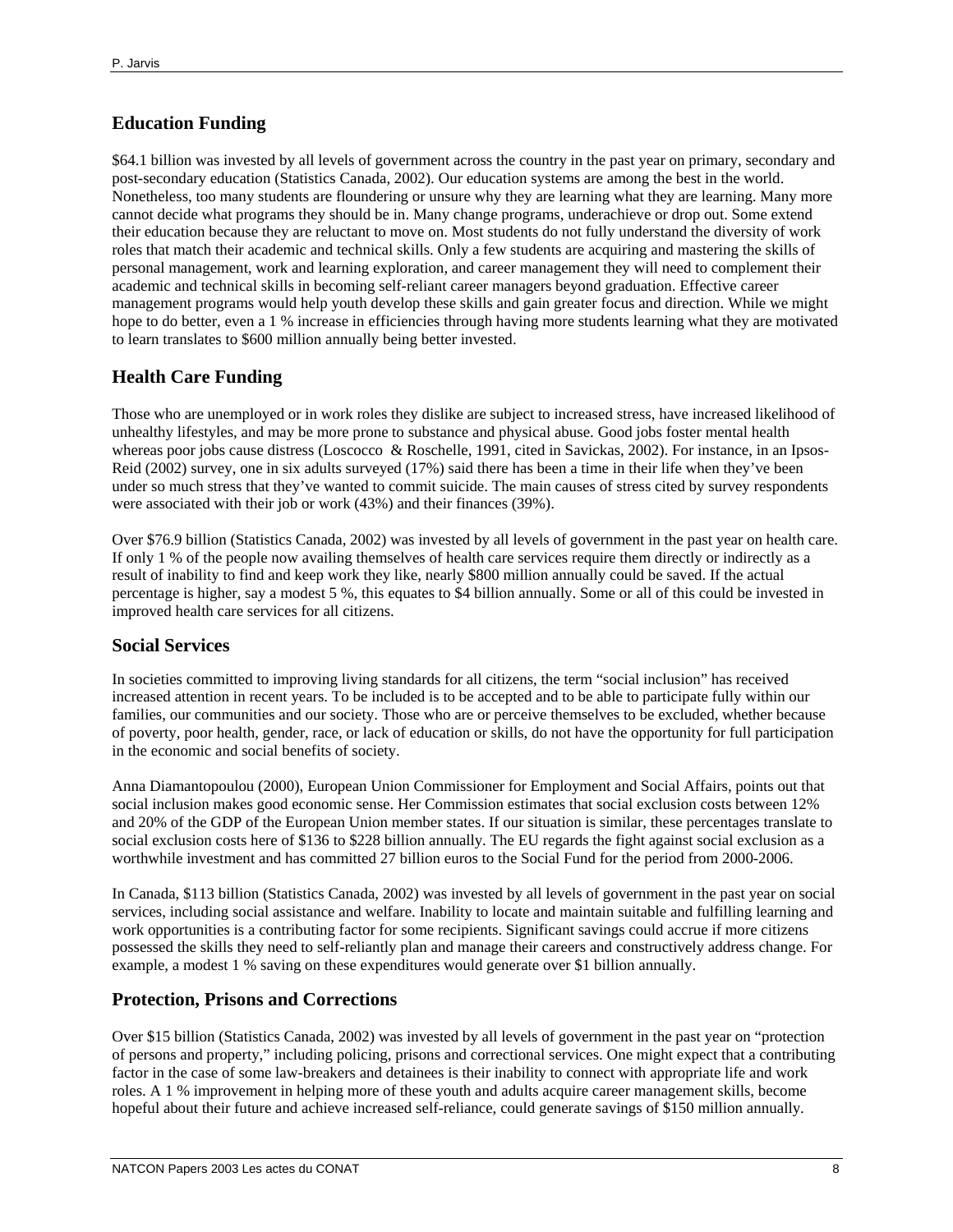## Education Funding

$64.1 billion was invested by all levels of government across the country in the past year on primary, secondary and post-secondary education (Statistics Canada, 2002). Our education systems are among the best in the world. Nonetheless, too many students are floundering or unsure why they are learning what they are learning. Many more cannot decide what programs they should be in. Many change programs, underachieve or drop out. Some extend their education because they are reluctant to move on. Most students do not fully understand the diversity of work roles that match their academic and technical skills. Only a few students are acquiring and mastering the skills of personal management, work and learning exploration, and career management they will need to complement their academic and technical skills in becoming self-reliant career managers beyond graduation. Effective career management programs would help youth develop these skills and gain greater focus and direction. While we might hope to do better, even a 1 % increase in efficiencies through having more students learning what they are motivated to learn translates to $600 million annually being better invested.

## Health Care Funding

Those who are unemployed or in work roles they dislike are subject to increased stress, have increased likelihood of unhealthy lifestyles, and may be more prone to substance and physical abuse. Good jobs foster mental health whereas poor jobs cause distress (Loscocco & Roschelle, 1991, cited in Savickas, 2002). For instance, in an Ipsos-Reid (2002) survey, one in six adults surveyed (17%) said there has been a time in their life when they've been under so much stress that they've wanted to commit suicide. The main causes of stress cited by survey respondents were associated with their job or work (43%) and their finances (39%).

Over $76.9 billion (Statistics Canada, 2002) was invested by all levels of government in the past year on health care. If only 1 % of the people now availing themselves of health care services require them directly or indirectly as a result of inability to find and keep work they like, nearly $800 million annually could be saved. If the actual percentage is higher, say a modest 5 %, this equates to $4 billion annually. Some or all of this could be invested in improved health care services for all citizens.

## Social Services

In societies committed to improving living standards for all citizens, the term "social inclusion" has received increased attention in recent years. To be included is to be accepted and to be able to participate fully within our families, our communities and our society. Those who are or perceive themselves to be excluded, whether because of poverty, poor health, gender, race, or lack of education or skills, do not have the opportunity for full participation in the economic and social benefits of society.

Anna Diamantopoulou (2000), European Union Commissioner for Employment and Social Affairs, points out that social inclusion makes good economic sense. Her Commission estimates that social exclusion costs between 12% and 20% of the GDP of the European Union member states. If our situation is similar, these percentages translate to social exclusion costs here of $136 to $228 billion annually. The EU regards the fight against social exclusion as a worthwhile investment and has committed 27 billion euros to the Social Fund for the period from 2000-2006.

In Canada, $113 billion (Statistics Canada, 2002) was invested by all levels of government in the past year on social services, including social assistance and welfare. Inability to locate and maintain suitable and fulfilling learning and work opportunities is a contributing factor for some recipients. Significant savings could accrue if more citizens possessed the skills they need to self-reliantly plan and manage their careers and constructively address change. For example, a modest 1 % saving on these expenditures would generate over $1 billion annually.

## Protection, Prisons and Corrections

Over $15 billion (Statistics Canada, 2002) was invested by all levels of government in the past year on "protection of persons and property," including policing, prisons and correctional services. One might expect that a contributing factor in the case of some law-breakers and detainees is their inability to connect with appropriate life and work roles. A 1 % improvement in helping more of these youth and adults acquire career management skills, become hopeful about their future and achieve increased self-reliance, could generate savings of $150 million annually.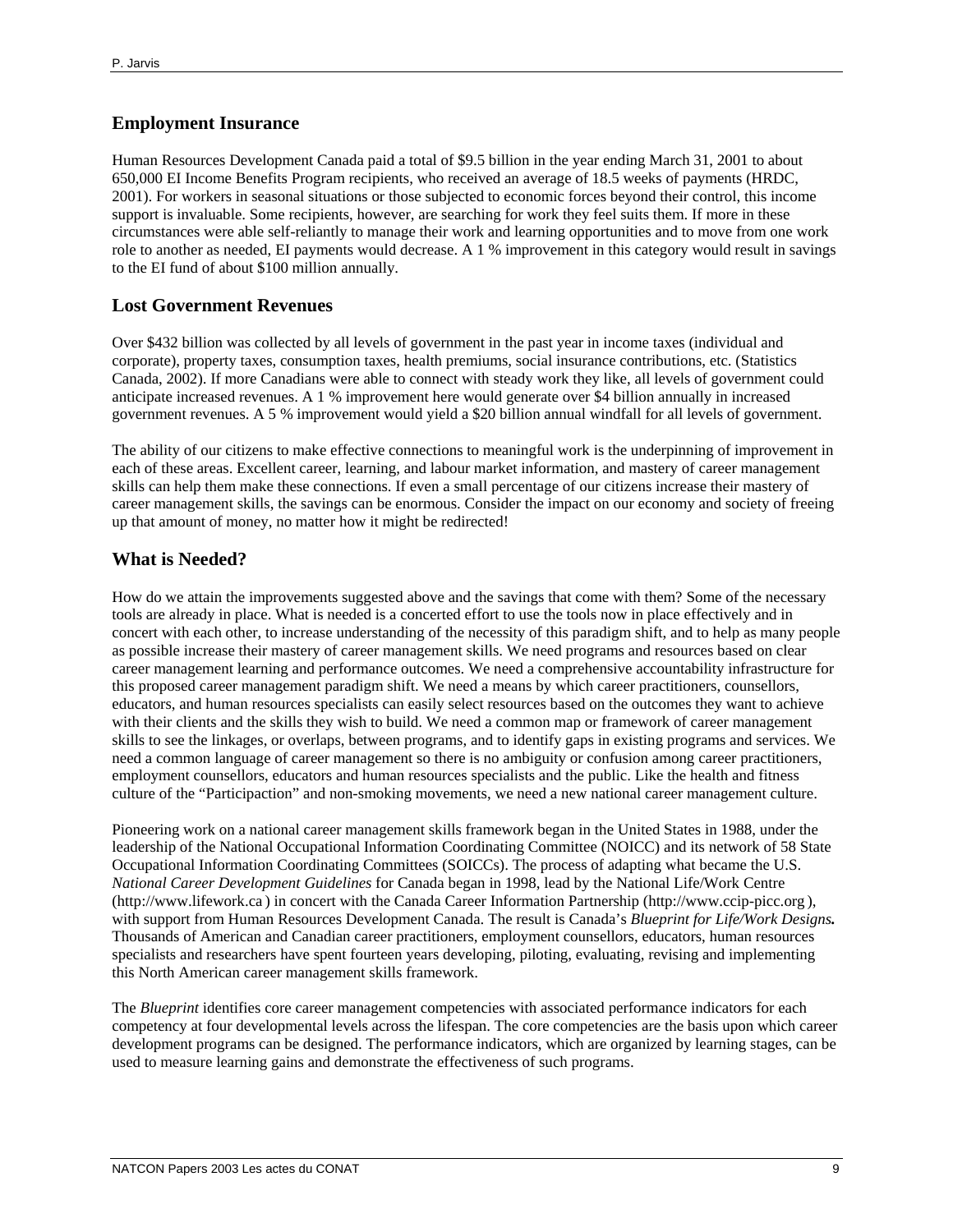## Employment Insurance

Human Resources Development Canada paid a total of $9.5 billion in the year ending March 31, 2001 to about 650,000 EI Income Benefits Program recipients, who received an average of 18.5 weeks of payments (HRDC, 2001). For workers in seasonal situations or those subjected to economic forces beyond their control, this income support is invaluable. Some recipients, however, are searching for work they feel suits them. If more in these circumstances were able self-reliantly to manage their work and learning opportunities and to move from one work role to another as needed, EI payments would decrease. A 1 % improvement in this category would result in savings to the EI fund of about $100 million annually.

## Lost Government Revenues

Over $432 billion was collected by all levels of government in the past year in income taxes (individual and corporate), property taxes, consumption taxes, health premiums, social insurance contributions, etc. (Statistics Canada, 2002). If more Canadians were able to connect with steady work they like, all levels of government could anticipate increased revenues. A 1 % improvement here would generate over $4 billion annually in increased government revenues. A 5 % improvement would yield a $20 billion annual windfall for all levels of government.

The ability of our citizens to make effective connections to meaningful work is the underpinning of improvement in each of these areas. Excellent career, learning, and labour market information, and mastery of career management skills can help them make these connections. If even a small percentage of our citizens increase their mastery of career management skills, the savings can be enormous. Consider the impact on our economy and society of freeing up that amount of money, no matter how it might be redirected!

## What is Needed?

How do we attain the improvements suggested above and the savings that come with them? Some of the necessary tools are already in place. What is needed is a concerted effort to use the tools now in place effectively and in concert with each other, to increase understanding of the necessity of this paradigm shift, and to help as many people as possible increase their mastery of career management skills. We need programs and resources based on clear career management learning and performance outcomes. We need a comprehensive accountability infrastructure for this proposed career management paradigm shift. We need a means by which career practitioners, counsellors, educators, and human resources specialists can easily select resources based on the outcomes they want to achieve with their clients and the skills they wish to build. We need a common map or framework of career management skills to see the linkages, or overlaps, between programs, and to identify gaps in existing programs and services. We need a common language of career management so there is no ambiguity or confusion among career practitioners, employment counsellors, educators and human resources specialists and the public. Like the health and fitness culture of the "Participaction" and non-smoking movements, we need a new national career management culture.

Pioneering work on a national career management skills framework began in the United States in 1988, under the leadership of the National Occupational Information Coordinating Committee (NOICC) and its network of 58 State Occupational Information Coordinating Committees (SOICCs). The process of adapting what became the U.S. *National Career Development Guidelines* for Canada began in 1998, lead by the National Life/Work Centre (http://www.lifework.ca ) in concert with the Canada Career Information Partnership (http://www.ccip-picc.org ), with support from Human Resources Development Canada. The result is Canada's *Blueprint for Life/Work Designs.* Thousands of American and Canadian career practitioners, employment counsellors, educators, human resources specialists and researchers have spent fourteen years developing, piloting, evaluating, revising and implementing this North American career management skills framework.

The *Blueprint* identifies core career management competencies with associated performance indicators for each competency at four developmental levels across the lifespan. The core competencies are the basis upon which career development programs can be designed. The performance indicators, which are organized by learning stages, can be used to measure learning gains and demonstrate the effectiveness of such programs.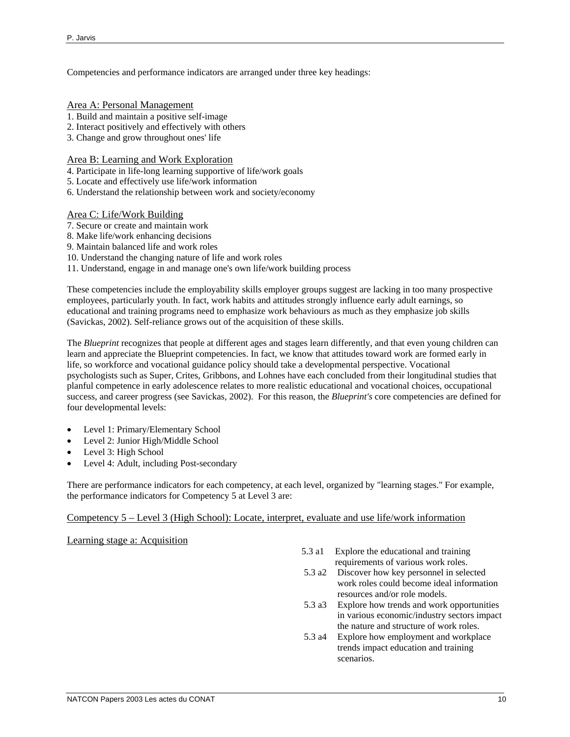Competencies and performance indicators are arranged under three key headings:

Area A: Personal Management

1. Build and maintain a positive self-image
2. Interact positively and effectively with others
3. Change and grow throughout ones' life

Area B: Learning and Work Exploration

4. Participate in life-long learning supportive of life/work goals
5. Locate and effectively use life/work information
6. Understand the relationship between work and society/economy

Area C: Life/Work Building

7. Secure or create and maintain work
8. Make life/work enhancing decisions
9. Maintain balanced life and work roles
10. Understand the changing nature of life and work roles
11. Understand, engage in and manage one's own life/work building process

These competencies include the employability skills employer groups suggest are lacking in too many prospective employees, particularly youth. In fact, work habits and attitudes strongly influence early adult earnings, so educational and training programs need to emphasize work behaviours as much as they emphasize job skills (Savickas, 2002). Self-reliance grows out of the acquisition of these skills.

The *Blueprint* recognizes that people at different ages and stages learn differently, and that even young children can learn and appreciate the Blueprint competencies. In fact, we know that attitudes toward work are formed early in life, so workforce and vocational guidance policy should take a developmental perspective. Vocational psychologists such as Super, Crites, Gribbons, and Lohnes have each concluded from their longitudinal studies that planful competence in early adolescence relates to more realistic educational and vocational choices, occupational success, and career progress (see Savickas, 2002). For this reason, the *Blueprint's* core competencies are defined for four developmental levels:

- Level 1: Primary/Elementary School
- Level 2: Junior High/Middle School
- Level 3: High School
- Level 4: Adult, including Post-secondary

There are performance indicators for each competency, at each level, organized by "learning stages." For example, the performance indicators for Competency 5 at Level 3 are:

Competency 5 – Level 3 (High School): Locate, interpret, evaluate and use life/work information

Learning stage a: Acquisition

- 5.3 a1 Explore the educational and training requirements of various work roles.
- 5.3 a2 Discover how key personnel in selected work roles could become ideal information resources and/or role models.
- 5.3 a3 Explore how trends and work opportunities in various economic/industry sectors impact the nature and structure of work roles.
- 5.3 a4 Explore how employment and workplace trends impact education and training scenarios.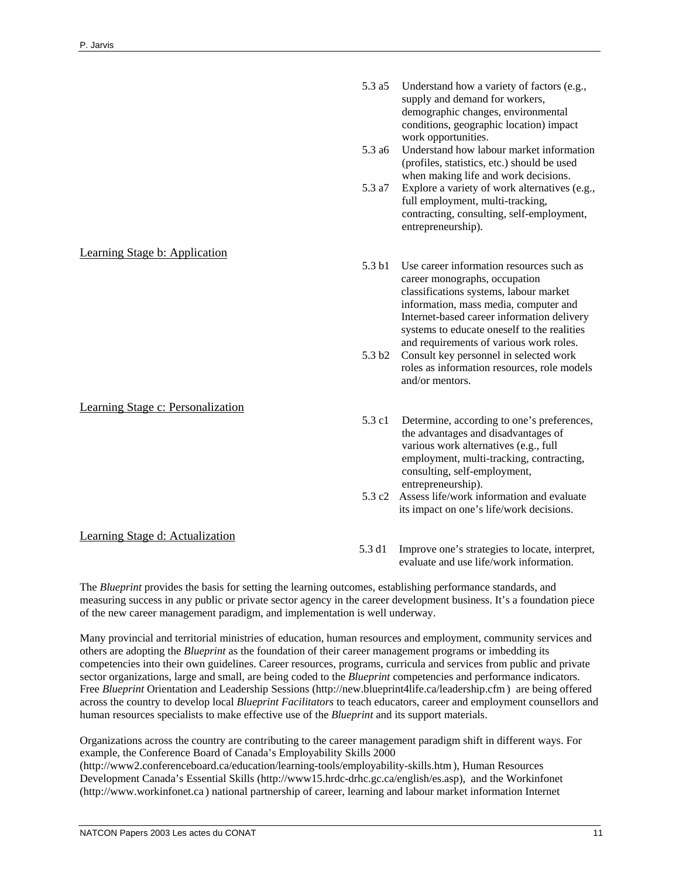5.3 a5 Understand how a variety of factors (e.g., supply and demand for workers, demographic changes, environmental conditions, geographic location) impact work opportunities.

5.3 a6 Understand how labour market information (profiles, statistics, etc.) should be used when making life and work decisions.

5.3 a7 Explore a variety of work alternatives (e.g., full employment, multi-tracking, contracting, consulting, self-employment, entrepreneurship).

Learning Stage b: Application

5.3 b1 Use career information resources such as career monographs, occupation classifications systems, labour market information, mass media, computer and Internet-based career information delivery systems to educate oneself to the realities and requirements of various work roles.

5.3 b2 Consult key personnel in selected work roles as information resources, role models and/or mentors.

Learning Stage c: Personalization

5.3 c1 Determine, according to one's preferences, the advantages and disadvantages of various work alternatives (e.g., full employment, multi-tracking, contracting, consulting, self-employment, entrepreneurship).

5.3 c2 Assess life/work information and evaluate its impact on one's life/work decisions.

Learning Stage d: Actualization

5.3 d1 Improve one's strategies to locate, interpret, evaluate and use life/work information.

The *Blueprint* provides the basis for setting the learning outcomes, establishing performance standards, and measuring success in any public or private sector agency in the career development business. It's a foundation piece of the new career management paradigm, and implementation is well underway.

Many provincial and territorial ministries of education, human resources and employment, community services and others are adopting the *Blueprint* as the foundation of their career management programs or imbedding its competencies into their own guidelines. Career resources, programs, curricula and services from public and private sector organizations, large and small, are being coded to the *Blueprint* competencies and performance indicators. Free *Blueprint* Orientation and Leadership Sessions (http://new.blueprint4life.ca/leadership.cfm) are being offered across the country to develop local *Blueprint Facilitators* to teach educators, career and employment counsellors and human resources specialists to make effective use of the *Blueprint* and its support materials.

Organizations across the country are contributing to the career management paradigm shift in different ways. For example, the Conference Board of Canada's Employability Skills 2000 (http://www2.conferenceboard.ca/education/learning-tools/employability-skills.htm), Human Resources Development Canada's Essential Skills (http://www15.hrdc-drhc.gc.ca/english/es.asp), and the Workinfonet (http://www.workinfonet.ca) national partnership of career, learning and labour market information Internet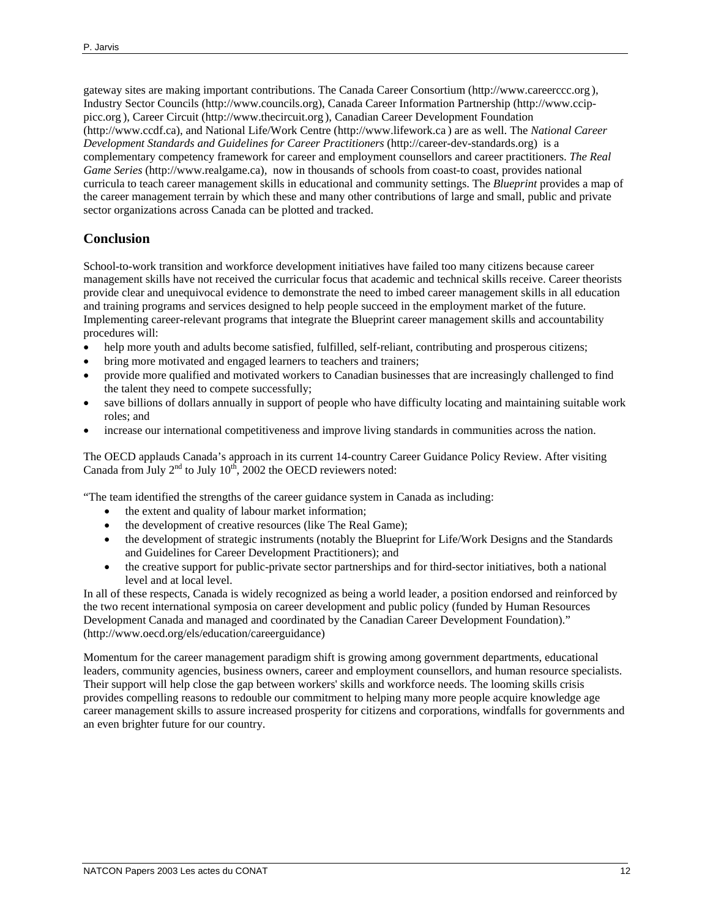gateway sites are making important contributions. The Canada Career Consortium (http://www.careerccc.org ), Industry Sector Councils (http://www.councils.org), Canada Career Information Partnership (http://www.ccip-picc.org ), Career Circuit (http://www.thecircuit.org ), Canadian Career Development Foundation (http://www.ccdf.ca), and National Life/Work Centre (http://www.lifework.ca ) are as well. The *National Career Development Standards and Guidelines for Career Practitioners* (http://career-dev-standards.org) is a complementary competency framework for career and employment counsellors and career practitioners. *The Real Game Series* (http://www.realgame.ca), now in thousands of schools from coast-to coast, provides national curricula to teach career management skills in educational and community settings. The *Blueprint* provides a map of the career management terrain by which these and many other contributions of large and small, public and private sector organizations across Canada can be plotted and tracked.

## Conclusion

School-to-work transition and workforce development initiatives have failed too many citizens because career management skills have not received the curricular focus that academic and technical skills receive. Career theorists provide clear and unequivocal evidence to demonstrate the need to imbed career management skills in all education and training programs and services designed to help people succeed in the employment market of the future. Implementing career-relevant programs that integrate the Blueprint career management skills and accountability procedures will:

- help more youth and adults become satisfied, fulfilled, self-reliant, contributing and prosperous citizens;
- bring more motivated and engaged learners to teachers and trainers;
- provide more qualified and motivated workers to Canadian businesses that are increasingly challenged to find the talent they need to compete successfully;
- save billions of dollars annually in support of people who have difficulty locating and maintaining suitable work roles; and
- increase our international competitiveness and improve living standards in communities across the nation.

The OECD applauds Canada's approach in its current 14-country Career Guidance Policy Review. After visiting Canada from July 2nd to July 10th, 2002 the OECD reviewers noted:

"The team identified the strengths of the career guidance system in Canada as including:

- the extent and quality of labour market information;
- the development of creative resources (like The Real Game);
- the development of strategic instruments (notably the Blueprint for Life/Work Designs and the Standards and Guidelines for Career Development Practitioners); and
- the creative support for public-private sector partnerships and for third-sector initiatives, both a national level and at local level.

In all of these respects, Canada is widely recognized as being a world leader, a position endorsed and reinforced by the two recent international symposia on career development and public policy (funded by Human Resources Development Canada and managed and coordinated by the Canadian Career Development Foundation)." (http://www.oecd.org/els/education/careerguidance)

Momentum for the career management paradigm shift is growing among government departments, educational leaders, community agencies, business owners, career and employment counsellors, and human resource specialists. Their support will help close the gap between workers' skills and workforce needs. The looming skills crisis provides compelling reasons to redouble our commitment to helping many more people acquire knowledge age career management skills to assure increased prosperity for citizens and corporations, windfalls for governments and an even brighter future for our country.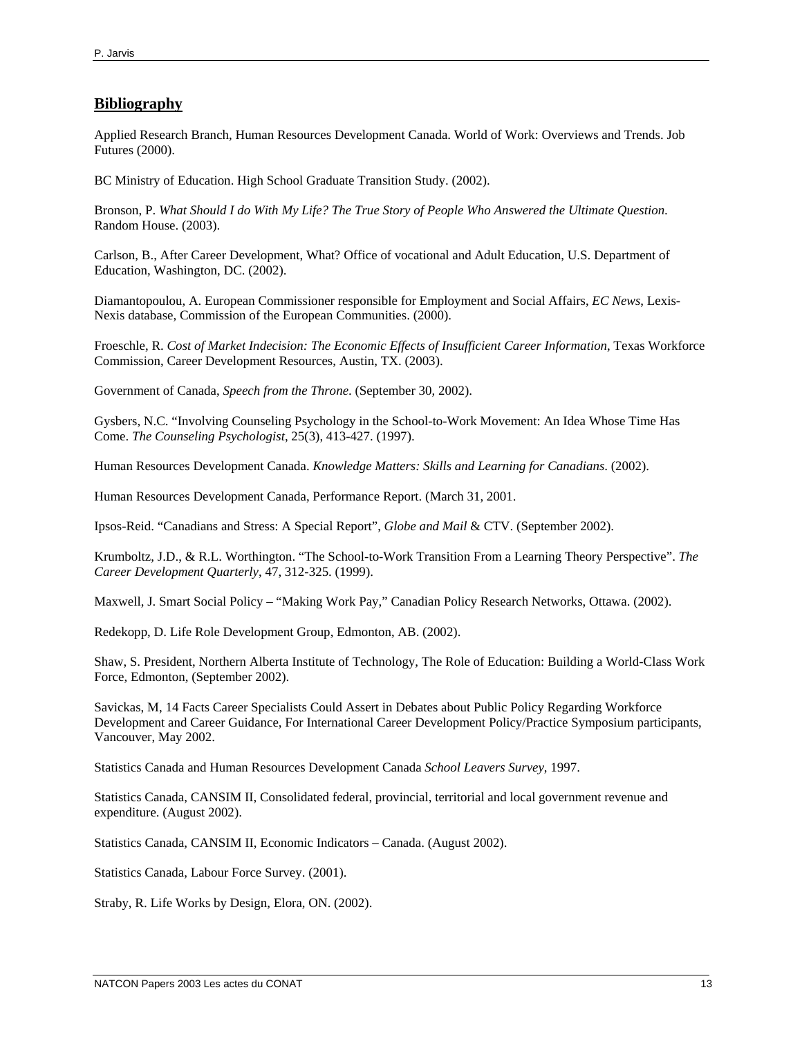## Bibliography

Applied Research Branch, Human Resources Development Canada. World of Work: Overviews and Trends. Job Futures (2000).

BC Ministry of Education. High School Graduate Transition Study. (2002).

Bronson, P. *What Should I do With My Life? The True Story of People Who Answered the Ultimate Question*. Random House. (2003).

Carlson, B., After Career Development, What? Office of vocational and Adult Education, U.S. Department of Education, Washington, DC. (2002).

Diamantopoulou, A. European Commissioner responsible for Employment and Social Affairs, *EC News*, Lexis-Nexis database, Commission of the European Communities. (2000).

Froeschle, R. *Cost of Market Indecision: The Economic Effects of Insufficient Career Information*, Texas Workforce Commission, Career Development Resources, Austin, TX. (2003).

Government of Canada, *Speech from the Throne*. (September 30, 2002).

Gysbers, N.C. "Involving Counseling Psychology in the School-to-Work Movement: An Idea Whose Time Has Come. *The Counseling Psychologist*, 25(3), 413-427. (1997).

Human Resources Development Canada. *Knowledge Matters: Skills and Learning for Canadians*. (2002).

Human Resources Development Canada, Performance Report. (March 31, 2001.

Ipsos-Reid. "Canadians and Stress: A Special Report", *Globe and Mail* & CTV. (September 2002).

Krumboltz, J.D., & R.L. Worthington. "The School-to-Work Transition From a Learning Theory Perspective". *The Career Development Quarterly*, 47, 312-325. (1999).

Maxwell, J. Smart Social Policy – "Making Work Pay," Canadian Policy Research Networks, Ottawa. (2002).

Redekopp, D. Life Role Development Group, Edmonton, AB. (2002).

Shaw, S. President, Northern Alberta Institute of Technology, The Role of Education: Building a World-Class Work Force, Edmonton, (September 2002).

Savickas, M, 14 Facts Career Specialists Could Assert in Debates about Public Policy Regarding Workforce Development and Career Guidance, For International Career Development Policy/Practice Symposium participants, Vancouver, May 2002.

Statistics Canada and Human Resources Development Canada *School Leavers Survey*, 1997.

Statistics Canada, CANSIM II, Consolidated federal, provincial, territorial and local government revenue and expenditure. (August 2002).

Statistics Canada, CANSIM II, Economic Indicators – Canada. (August 2002).

Statistics Canada, Labour Force Survey. (2001).

Straby, R. Life Works by Design, Elora, ON. (2002).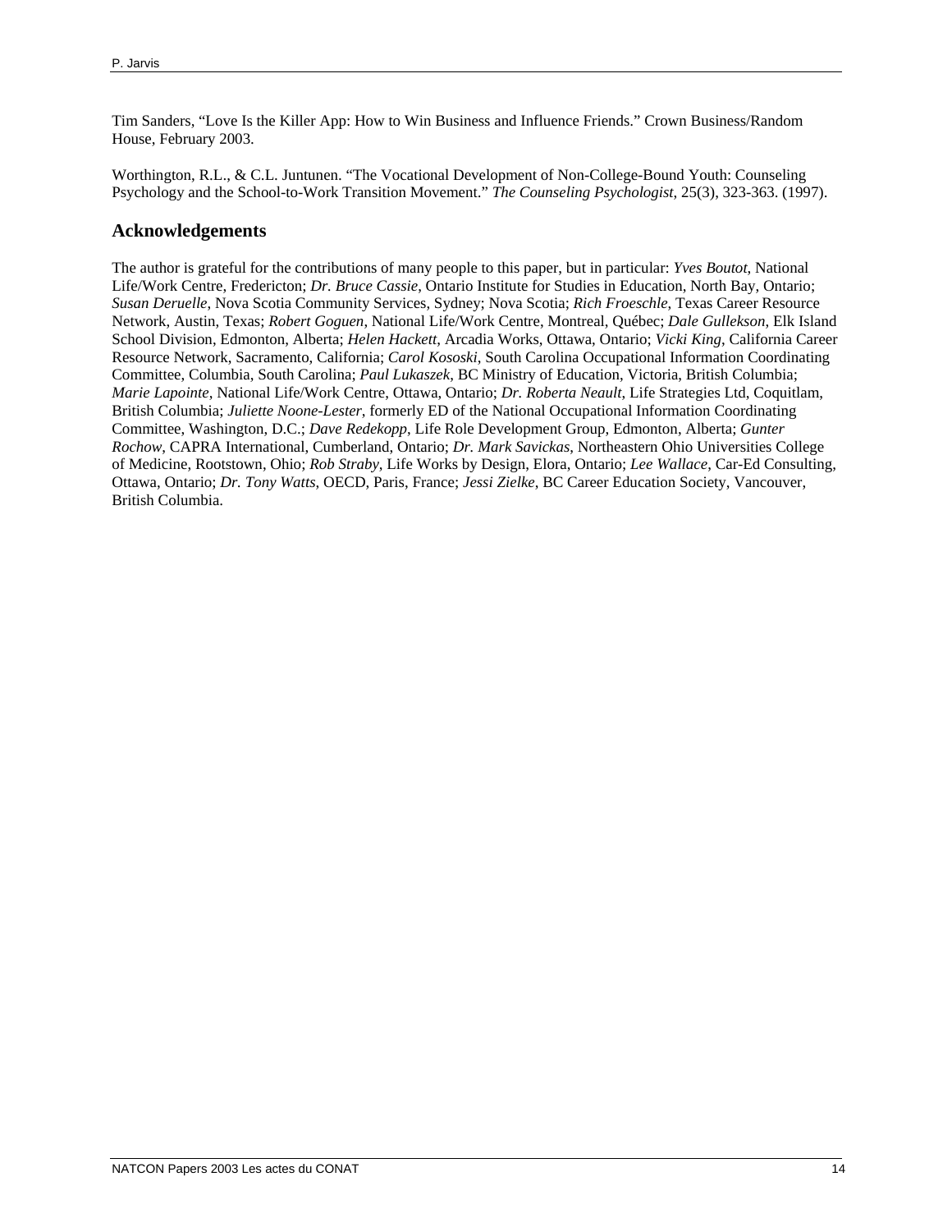Tim Sanders, "Love Is the Killer App: How to Win Business and Influence Friends." Crown Business/Random House, February 2003.

Worthington, R.L., & C.L. Juntunen. "The Vocational Development of Non-College-Bound Youth: Counseling Psychology and the School-to-Work Transition Movement." *The Counseling Psychologist*, 25(3), 323-363. (1997).

## Acknowledgements

The author is grateful for the contributions of many people to this paper, but in particular: *Yves Boutot*, National Life/Work Centre, Fredericton; *Dr. Bruce Cassie*, Ontario Institute for Studies in Education, North Bay, Ontario; *Susan Deruelle*, Nova Scotia Community Services, Sydney; Nova Scotia; *Rich Froeschle*, Texas Career Resource Network, Austin, Texas; *Robert Goguen*, National Life/Work Centre, Montreal, Québec; *Dale Gullekson*, Elk Island School Division, Edmonton, Alberta; *Helen Hackett*, Arcadia Works, Ottawa, Ontario; *Vicki King*, California Career Resource Network, Sacramento, California; *Carol Kososki*, South Carolina Occupational Information Coordinating Committee, Columbia, South Carolina; *Paul Lukaszek*, BC Ministry of Education, Victoria, British Columbia; *Marie Lapointe*, National Life/Work Centre, Ottawa, Ontario; *Dr. Roberta Neault*, Life Strategies Ltd, Coquitlam, British Columbia; *Juliette Noone-Lester*, formerly ED of the National Occupational Information Coordinating Committee, Washington, D.C.; *Dave Redekopp*, Life Role Development Group, Edmonton, Alberta; *Gunter Rochow*, CAPRA International, Cumberland, Ontario; *Dr. Mark Savickas*, Northeastern Ohio Universities College of Medicine, Rootstown, Ohio; *Rob Straby*, Life Works by Design, Elora, Ontario; *Lee Wallace*, Car-Ed Consulting, Ottawa, Ontario; *Dr. Tony Watts*, OECD, Paris, France; *Jessi Zielke*, BC Career Education Society, Vancouver, British Columbia.